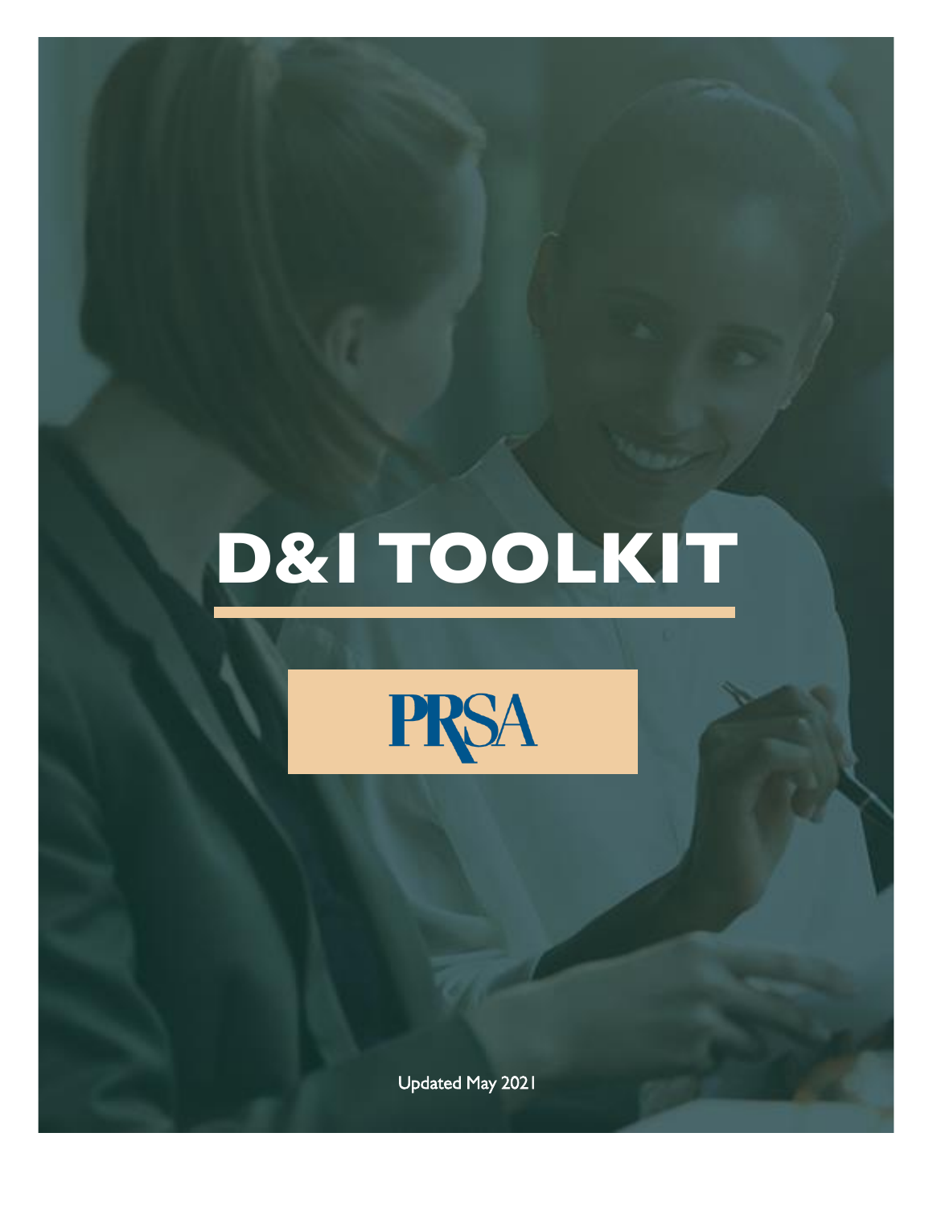# D&I TOOLKIT

PRSA

Updated May 2021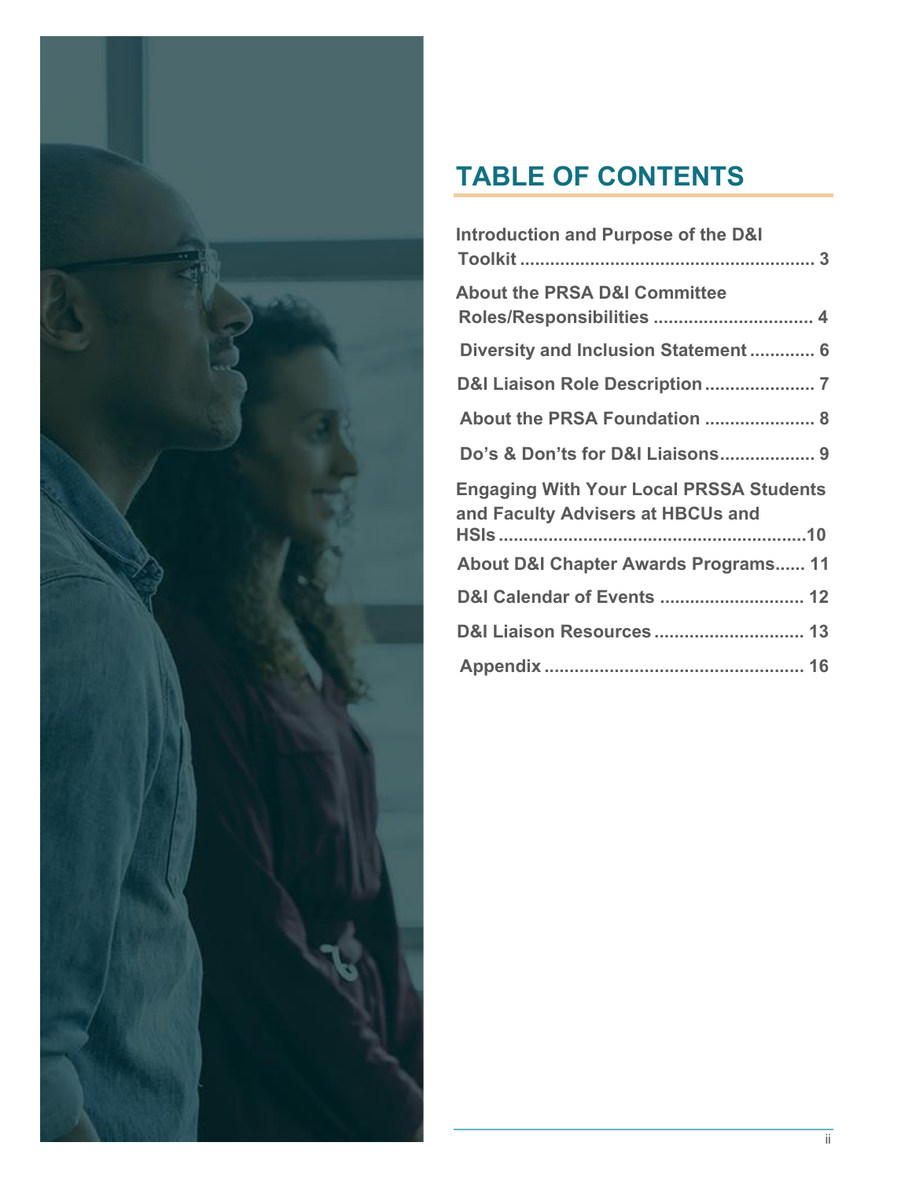# TABLE OF CONTENTS

Introduction and Purpose of the D&I Toolkit .......................................................... 3

About the PRSA D&I Committee Roles/Responsibilities ................................ 4

Diversity and Inclusion Statement ............. 6

D&I Liaison Role Description ...................... 7

About the PRSA Foundation ...................... 8

Do's & Don'ts for D&I Liaisons................... 9

Engaging With Your Local PRSSA Students and Faculty Advisers at HBCUs and HSIs ..............................................................10

About D&I Chapter Awards Programs...... 11

D&I Calendar of Events ............................. 12

D&I Liaison Resources .............................. 13

Appendix .................................................... 16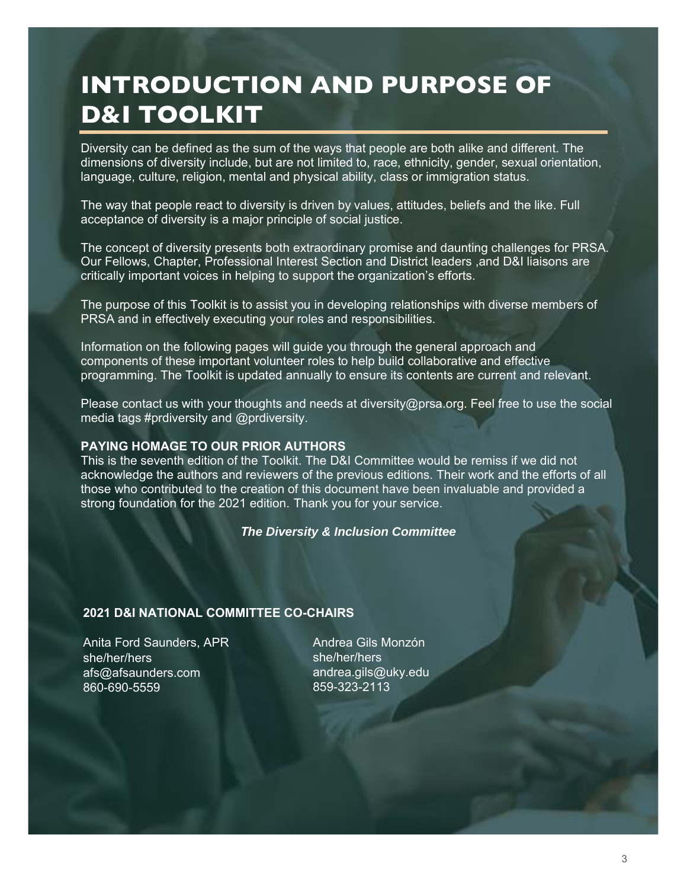# INTRODUCTION AND PURPOSE OF D&I TOOLKIT

Diversity can be defined as the sum of the ways that people are both alike and different. The dimensions of diversity include, but are not limited to, race, ethnicity, gender, sexual orientation, language, culture, religion, mental and physical ability, class or immigration status.

The way that people react to diversity is driven by values, attitudes, beliefs and the like. Full acceptance of diversity is a major principle of social justice.

The concept of diversity presents both extraordinary promise and daunting challenges for PRSA. Our Fellows, Chapter, Professional Interest Section and District leaders ,and D&I liaisons are critically important voices in helping to support the organization's efforts.

The purpose of this Toolkit is to assist you in developing relationships with diverse members of PRSA and in effectively executing your roles and responsibilities.

Information on the following pages will guide you through the general approach and components of these important volunteer roles to help build collaborative and effective programming. The Toolkit is updated annually to ensure its contents are current and relevant.

Please contact us with your thoughts and needs at diversity@prsa.org. Feel free to use the social media tags #prdiversity and @prdiversity.

**PAYING HOMAGE TO OUR PRIOR AUTHORS**

This is the seventh edition of the Toolkit. The D&I Committee would be remiss if we did not acknowledge the authors and reviewers of the previous editions. Their work and the efforts of all those who contributed to the creation of this document have been invaluable and provided a strong foundation for the 2021 edition. Thank you for your service.

***The Diversity & Inclusion Committee***

**2021 D&I NATIONAL COMMITTEE CO-CHAIRS**

Anita Ford Saunders, APR
she/her/hers
afs@afsaunders.com
860-690-5559

Andrea Gils Monzón
she/her/hers
andrea.gils@uky.edu
859-323-2113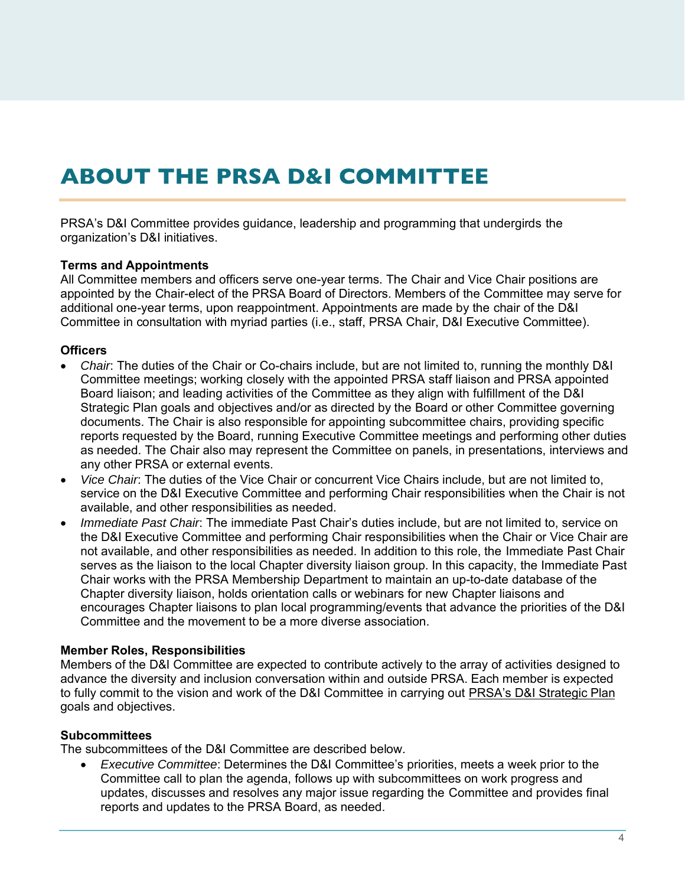# ABOUT THE PRSA D&I COMMITTEE

PRSA's D&I Committee provides guidance, leadership and programming that undergirds the organization's D&I initiatives.

**Terms and Appointments**
All Committee members and officers serve one-year terms. The Chair and Vice Chair positions are appointed by the Chair-elect of the PRSA Board of Directors. Members of the Committee may serve for additional one-year terms, upon reappointment. Appointments are made by the chair of the D&I Committee in consultation with myriad parties (i.e., staff, PRSA Chair, D&I Executive Committee).

**Officers**

- *Chair*: The duties of the Chair or Co-chairs include, but are not limited to, running the monthly D&I Committee meetings; working closely with the appointed PRSA staff liaison and PRSA appointed Board liaison; and leading activities of the Committee as they align with fulfillment of the D&I Strategic Plan goals and objectives and/or as directed by the Board or other Committee governing documents. The Chair is also responsible for appointing subcommittee chairs, providing specific reports requested by the Board, running Executive Committee meetings and performing other duties as needed. The Chair also may represent the Committee on panels, in presentations, interviews and any other PRSA or external events.
- *Vice Chair*: The duties of the Vice Chair or concurrent Vice Chairs include, but are not limited to, service on the D&I Executive Committee and performing Chair responsibilities when the Chair is not available, and other responsibilities as needed.
- *Immediate Past Chair*: The immediate Past Chair's duties include, but are not limited to, service on the D&I Executive Committee and performing Chair responsibilities when the Chair or Vice Chair are not available, and other responsibilities as needed. In addition to this role, the Immediate Past Chair serves as the liaison to the local Chapter diversity liaison group. In this capacity, the Immediate Past Chair works with the PRSA Membership Department to maintain an up-to-date database of the Chapter diversity liaison, holds orientation calls or webinars for new Chapter liaisons and encourages Chapter liaisons to plan local programming/events that advance the priorities of the D&I Committee and the movement to be a more diverse association.

**Member Roles, Responsibilities**
Members of the D&I Committee are expected to contribute actively to the array of activities designed to advance the diversity and inclusion conversation within and outside PRSA. Each member is expected to fully commit to the vision and work of the D&I Committee in carrying out PRSA's D&I Strategic Plan goals and objectives.

**Subcommittees**
The subcommittees of the D&I Committee are described below.

- *Executive Committee*: Determines the D&I Committee's priorities, meets a week prior to the Committee call to plan the agenda, follows up with subcommittees on work progress and updates, discusses and resolves any major issue regarding the Committee and provides final reports and updates to the PRSA Board, as needed.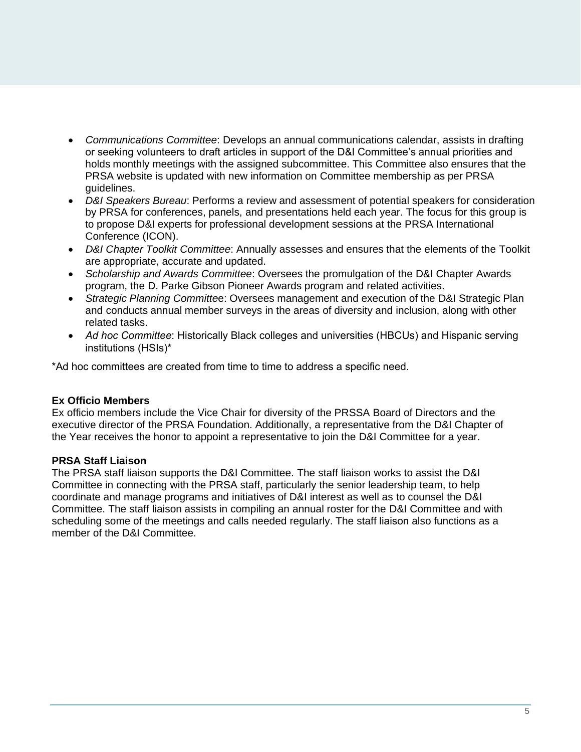- *Communications Committee*: Develops an annual communications calendar, assists in drafting or seeking volunteers to draft articles in support of the D&I Committee's annual priorities and holds monthly meetings with the assigned subcommittee. This Committee also ensures that the PRSA website is updated with new information on Committee membership as per PRSA guidelines.
- *D&I Speakers Bureau*: Performs a review and assessment of potential speakers for consideration by PRSA for conferences, panels, and presentations held each year. The focus for this group is to propose D&I experts for professional development sessions at the PRSA International Conference (ICON).
- *D&I Chapter Toolkit Committee*: Annually assesses and ensures that the elements of the Toolkit are appropriate, accurate and updated.
- *Scholarship and Awards Committee*: Oversees the promulgation of the D&I Chapter Awards program, the D. Parke Gibson Pioneer Awards program and related activities.
- *Strategic Planning Committe*e: Oversees management and execution of the D&I Strategic Plan and conducts annual member surveys in the areas of diversity and inclusion, along with other related tasks.
- *Ad hoc Committee*: Historically Black colleges and universities (HBCUs) and Hispanic serving institutions (HSIs)*

*Ad hoc committees are created from time to time to address a specific need.

**Ex Officio Members**
Ex officio members include the Vice Chair for diversity of the PRSSA Board of Directors and the executive director of the PRSA Foundation. Additionally, a representative from the D&I Chapter of the Year receives the honor to appoint a representative to join the D&I Committee for a year.

**PRSA Staff Liaison**
The PRSA staff liaison supports the D&I Committee. The staff liaison works to assist the D&I Committee in connecting with the PRSA staff, particularly the senior leadership team, to help coordinate and manage programs and initiatives of D&I interest as well as to counsel the D&I Committee. The staff liaison assists in compiling an annual roster for the D&I Committee and with scheduling some of the meetings and calls needed regularly. The staff liaison also functions as a member of the D&I Committee.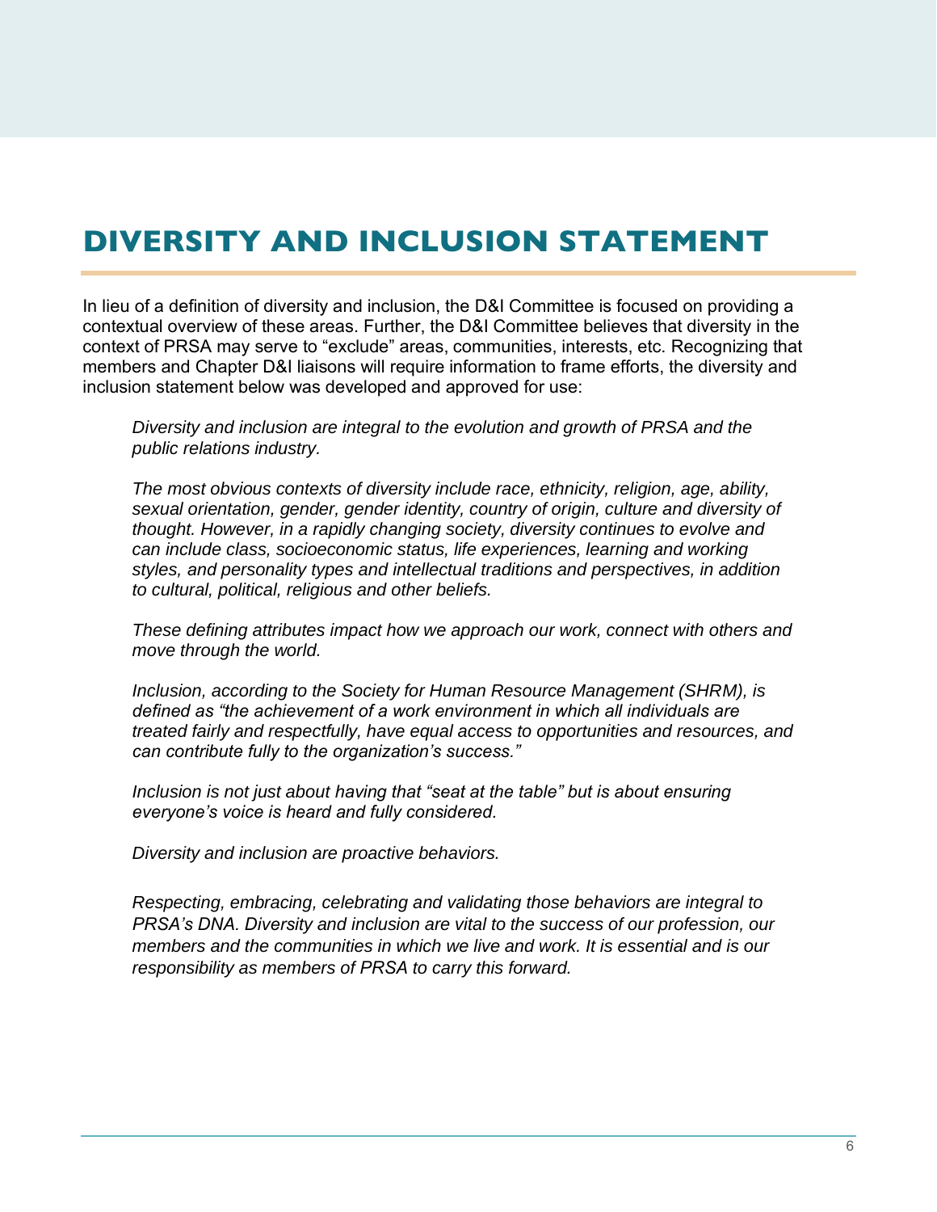# DIVERSITY AND INCLUSION STATEMENT

In lieu of a definition of diversity and inclusion, the D&I Committee is focused on providing a contextual overview of these areas. Further, the D&I Committee believes that diversity in the context of PRSA may serve to "exclude" areas, communities, interests, etc. Recognizing that members and Chapter D&I liaisons will require information to frame efforts, the diversity and inclusion statement below was developed and approved for use:

> *Diversity and inclusion are integral to the evolution and growth of PRSA and the public relations industry.*
>
> *The most obvious contexts of diversity include race, ethnicity, religion, age, ability, sexual orientation, gender, gender identity, country of origin, culture and diversity of thought. However, in a rapidly changing society, diversity continues to evolve and can include class, socioeconomic status, life experiences, learning and working styles, and personality types and intellectual traditions and perspectives, in addition to cultural, political, religious and other beliefs.*
>
> *These defining attributes impact how we approach our work, connect with others and move through the world.*
>
> *Inclusion, according to the Society for Human Resource Management (SHRM), is defined as "the achievement of a work environment in which all individuals are treated fairly and respectfully, have equal access to opportunities and resources, and can contribute fully to the organization's success."*
>
> *Inclusion is not just about having that "seat at the table" but is about ensuring everyone's voice is heard and fully considered.*
>
> *Diversity and inclusion are proactive behaviors.*
>
> *Respecting, embracing, celebrating and validating those behaviors are integral to PRSA's DNA. Diversity and inclusion are vital to the success of our profession, our members and the communities in which we live and work. It is essential and is our responsibility as members of PRSA to carry this forward.*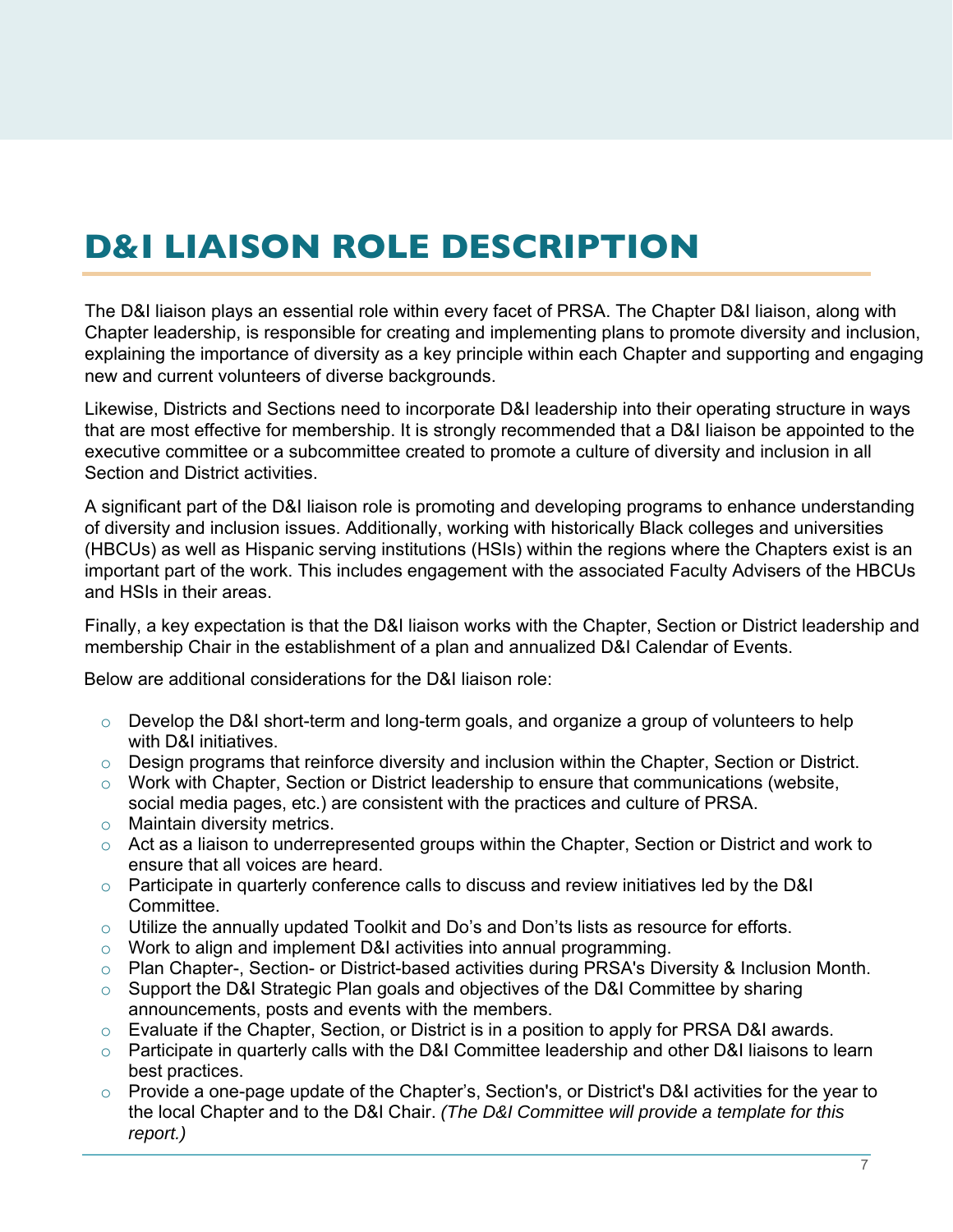# D&I LIAISON ROLE DESCRIPTION

The D&I liaison plays an essential role within every facet of PRSA. The Chapter D&I liaison, along with Chapter leadership, is responsible for creating and implementing plans to promote diversity and inclusion, explaining the importance of diversity as a key principle within each Chapter and supporting and engaging new and current volunteers of diverse backgrounds.

Likewise, Districts and Sections need to incorporate D&I leadership into their operating structure in ways that are most effective for membership. It is strongly recommended that a D&I liaison be appointed to the executive committee or a subcommittee created to promote a culture of diversity and inclusion in all Section and District activities.

A significant part of the D&I liaison role is promoting and developing programs to enhance understanding of diversity and inclusion issues. Additionally, working with historically Black colleges and universities (HBCUs) as well as Hispanic serving institutions (HSIs) within the regions where the Chapters exist is an important part of the work. This includes engagement with the associated Faculty Advisers of the HBCUs and HSIs in their areas.

Finally, a key expectation is that the D&I liaison works with the Chapter, Section or District leadership and membership Chair in the establishment of a plan and annualized D&I Calendar of Events.

Below are additional considerations for the D&I liaison role:

- Develop the D&I short-term and long-term goals, and organize a group of volunteers to help with D&I initiatives.
- Design programs that reinforce diversity and inclusion within the Chapter, Section or District.
- Work with Chapter, Section or District leadership to ensure that communications (website, social media pages, etc.) are consistent with the practices and culture of PRSA.
- Maintain diversity metrics.
- Act as a liaison to underrepresented groups within the Chapter, Section or District and work to ensure that all voices are heard.
- Participate in quarterly conference calls to discuss and review initiatives led by the D&I Committee.
- Utilize the annually updated Toolkit and Do's and Don'ts lists as resource for efforts.
- Work to align and implement D&I activities into annual programming.
- Plan Chapter-, Section- or District-based activities during PRSA's Diversity & Inclusion Month.
- Support the D&I Strategic Plan goals and objectives of the D&I Committee by sharing announcements, posts and events with the members.
- Evaluate if the Chapter, Section, or District is in a position to apply for PRSA D&I awards.
- Participate in quarterly calls with the D&I Committee leadership and other D&I liaisons to learn best practices.
- Provide a one-page update of the Chapter's, Section's, or District's D&I activities for the year to the local Chapter and to the D&I Chair. *(The D&I Committee will provide a template for this report.)*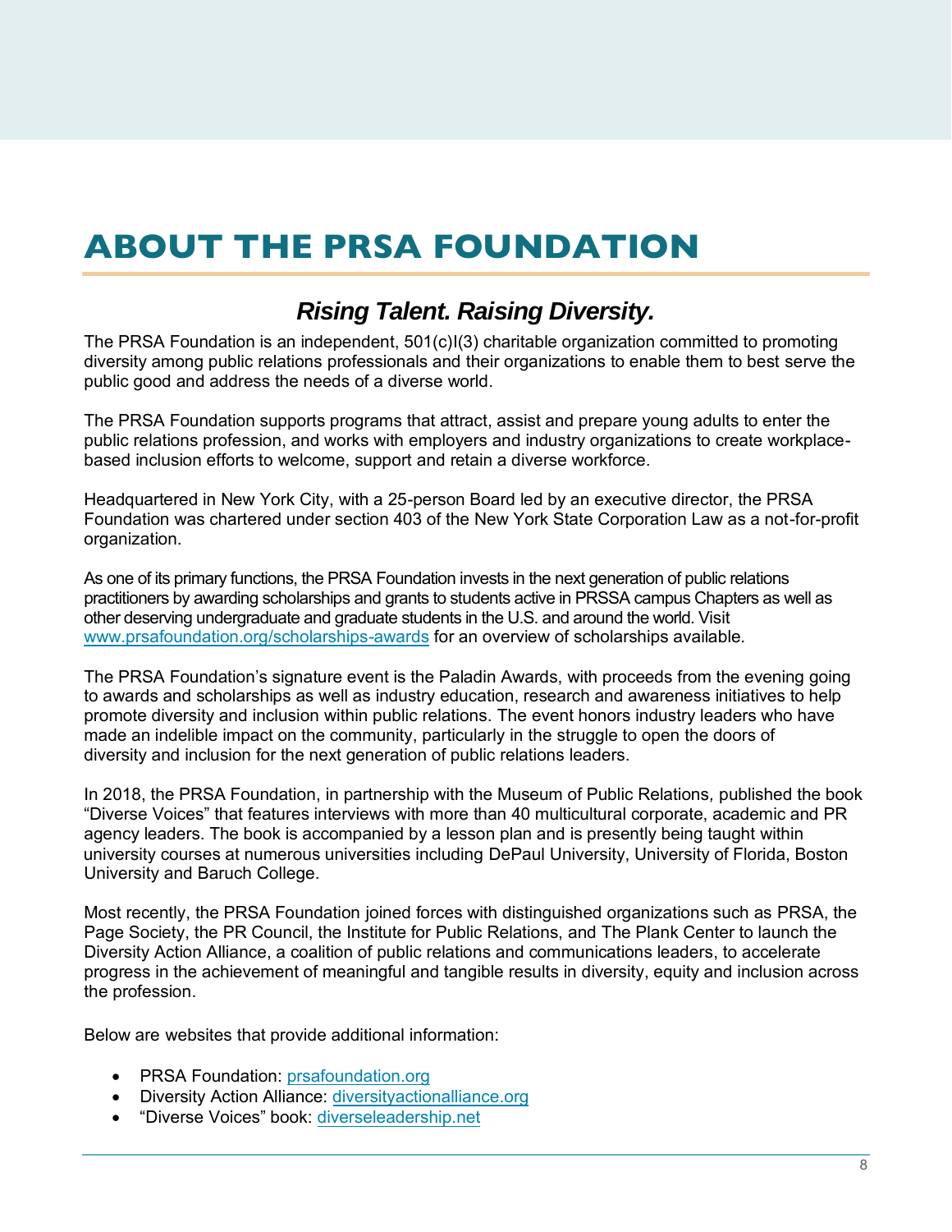# ABOUT THE PRSA FOUNDATION

## *Rising Talent. Raising Diversity.*

The PRSA Foundation is an independent, 501(c)I(3) charitable organization committed to promoting diversity among public relations professionals and their organizations to enable them to best serve the public good and address the needs of a diverse world.

The PRSA Foundation supports programs that attract, assist and prepare young adults to enter the public relations profession, and works with employers and industry organizations to create workplace-based inclusion efforts to welcome, support and retain a diverse workforce.

Headquartered in New York City, with a 25-person Board led by an executive director, the PRSA Foundation was chartered under section 403 of the New York State Corporation Law as a not-for-profit organization.

As one of its primary functions, the PRSA Foundation invests in the next generation of public relations practitioners by awarding scholarships and grants to students active in PRSSA campus Chapters as well as other deserving undergraduate and graduate students in the U.S. and around the world. Visit [www.prsafoundation.org/scholarships-awards](www.prsafoundation.org/scholarships-awards) for an overview of scholarships available.

The PRSA Foundation's signature event is the Paladin Awards, with proceeds from the evening going to awards and scholarships as well as industry education, research and awareness initiatives to help promote diversity and inclusion within public relations. The event honors industry leaders who have made an indelible impact on the community, particularly in the struggle to open the doors of diversity and inclusion for the next generation of public relations leaders.

In 2018, the PRSA Foundation, in partnership with the Museum of Public Relations, published the book "Diverse Voices" that features interviews with more than 40 multicultural corporate, academic and PR agency leaders. The book is accompanied by a lesson plan and is presently being taught within university courses at numerous universities including DePaul University, University of Florida, Boston University and Baruch College.

Most recently, the PRSA Foundation joined forces with distinguished organizations such as PRSA, the Page Society, the PR Council, the Institute for Public Relations, and The Plank Center to launch the Diversity Action Alliance, a coalition of public relations and communications leaders, to accelerate progress in the achievement of meaningful and tangible results in diversity, equity and inclusion across the profession.

Below are websites that provide additional information:

- PRSA Foundation: [prsafoundation.org](prsafoundation.org)
- Diversity Action Alliance: [diversityactionalliance.org](diversityactionalliance.org)
- "Diverse Voices" book: [diverseleadership.net](diverseleadership.net)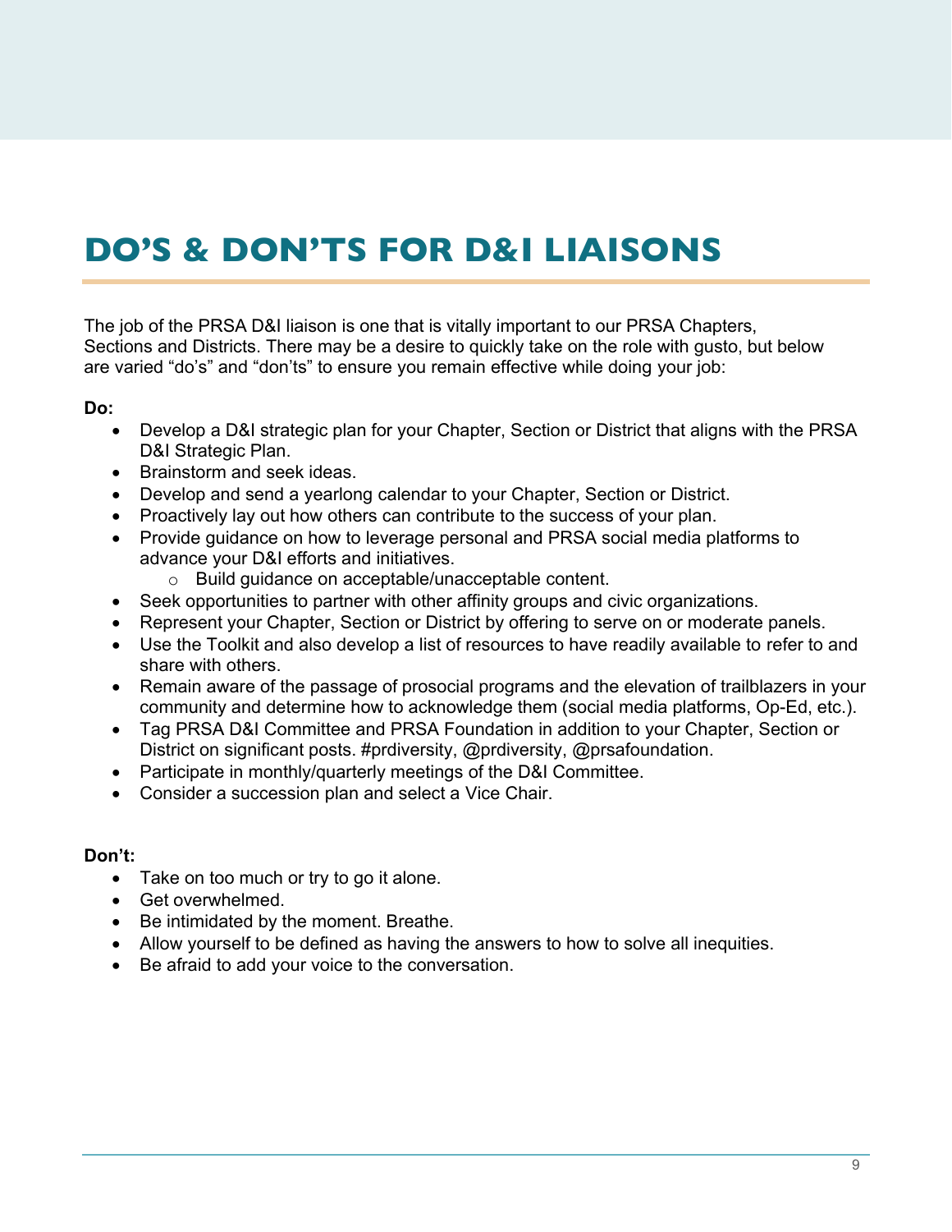# DO'S & DON'TS FOR D&I LIAISONS

The job of the PRSA D&I liaison is one that is vitally important to our PRSA Chapters, Sections and Districts. There may be a desire to quickly take on the role with gusto, but below are varied "do's" and "don'ts" to ensure you remain effective while doing your job:

**Do:**

- Develop a D&I strategic plan for your Chapter, Section or District that aligns with the PRSA D&I Strategic Plan.
- Brainstorm and seek ideas.
- Develop and send a yearlong calendar to your Chapter, Section or District.
- Proactively lay out how others can contribute to the success of your plan.
- Provide guidance on how to leverage personal and PRSA social media platforms to advance your D&I efforts and initiatives.
    - Build guidance on acceptable/unacceptable content.
- Seek opportunities to partner with other affinity groups and civic organizations.
- Represent your Chapter, Section or District by offering to serve on or moderate panels.
- Use the Toolkit and also develop a list of resources to have readily available to refer to and share with others.
- Remain aware of the passage of prosocial programs and the elevation of trailblazers in your community and determine how to acknowledge them (social media platforms, Op-Ed, etc.).
- Tag PRSA D&I Committee and PRSA Foundation in addition to your Chapter, Section or District on significant posts. #prdiversity, @prdiversity, @prsafoundation.
- Participate in monthly/quarterly meetings of the D&I Committee.
- Consider a succession plan and select a Vice Chair.

**Don't:**

- Take on too much or try to go it alone.
- Get overwhelmed.
- Be intimidated by the moment. Breathe.
- Allow yourself to be defined as having the answers to how to solve all inequities.
- Be afraid to add your voice to the conversation.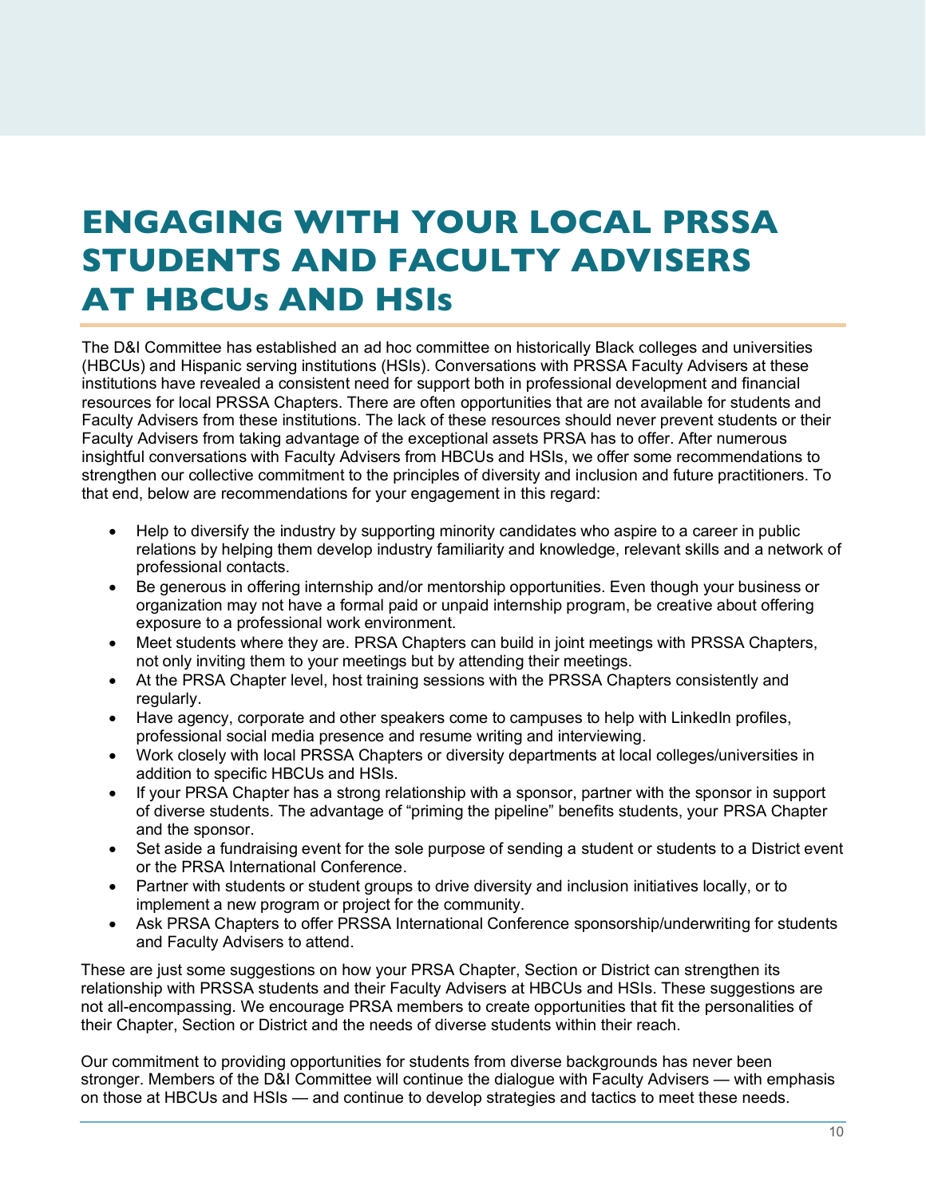# ENGAGING WITH YOUR LOCAL PRSSA STUDENTS AND FACULTY ADVISERS AT HBCUs AND HSIs

The D&I Committee has established an ad hoc committee on historically Black colleges and universities (HBCUs) and Hispanic serving institutions (HSIs). Conversations with PRSSA Faculty Advisers at these institutions have revealed a consistent need for support both in professional development and financial resources for local PRSSA Chapters. There are often opportunities that are not available for students and Faculty Advisers from these institutions. The lack of these resources should never prevent students or their Faculty Advisers from taking advantage of the exceptional assets PRSA has to offer. After numerous insightful conversations with Faculty Advisers from HBCUs and HSIs, we offer some recommendations to strengthen our collective commitment to the principles of diversity and inclusion and future practitioners. To that end, below are recommendations for your engagement in this regard:

- Help to diversify the industry by supporting minority candidates who aspire to a career in public relations by helping them develop industry familiarity and knowledge, relevant skills and a network of professional contacts.
- Be generous in offering internship and/or mentorship opportunities. Even though your business or organization may not have a formal paid or unpaid internship program, be creative about offering exposure to a professional work environment.
- Meet students where they are. PRSA Chapters can build in joint meetings with PRSSA Chapters, not only inviting them to your meetings but by attending their meetings.
- At the PRSA Chapter level, host training sessions with the PRSSA Chapters consistently and regularly.
- Have agency, corporate and other speakers come to campuses to help with LinkedIn profiles, professional social media presence and resume writing and interviewing.
- Work closely with local PRSSA Chapters or diversity departments at local colleges/universities in addition to specific HBCUs and HSIs.
- If your PRSA Chapter has a strong relationship with a sponsor, partner with the sponsor in support of diverse students. The advantage of "priming the pipeline" benefits students, your PRSA Chapter and the sponsor.
- Set aside a fundraising event for the sole purpose of sending a student or students to a District event or the PRSA International Conference.
- Partner with students or student groups to drive diversity and inclusion initiatives locally, or to implement a new program or project for the community.
- Ask PRSA Chapters to offer PRSSA International Conference sponsorship/underwriting for students and Faculty Advisers to attend.

These are just some suggestions on how your PRSA Chapter, Section or District can strengthen its relationship with PRSSA students and their Faculty Advisers at HBCUs and HSIs. These suggestions are not all-encompassing. We encourage PRSA members to create opportunities that fit the personalities of their Chapter, Section or District and the needs of diverse students within their reach.

Our commitment to providing opportunities for students from diverse backgrounds has never been stronger. Members of the D&I Committee will continue the dialogue with Faculty Advisers — with emphasis on those at HBCUs and HSIs — and continue to develop strategies and tactics to meet these needs.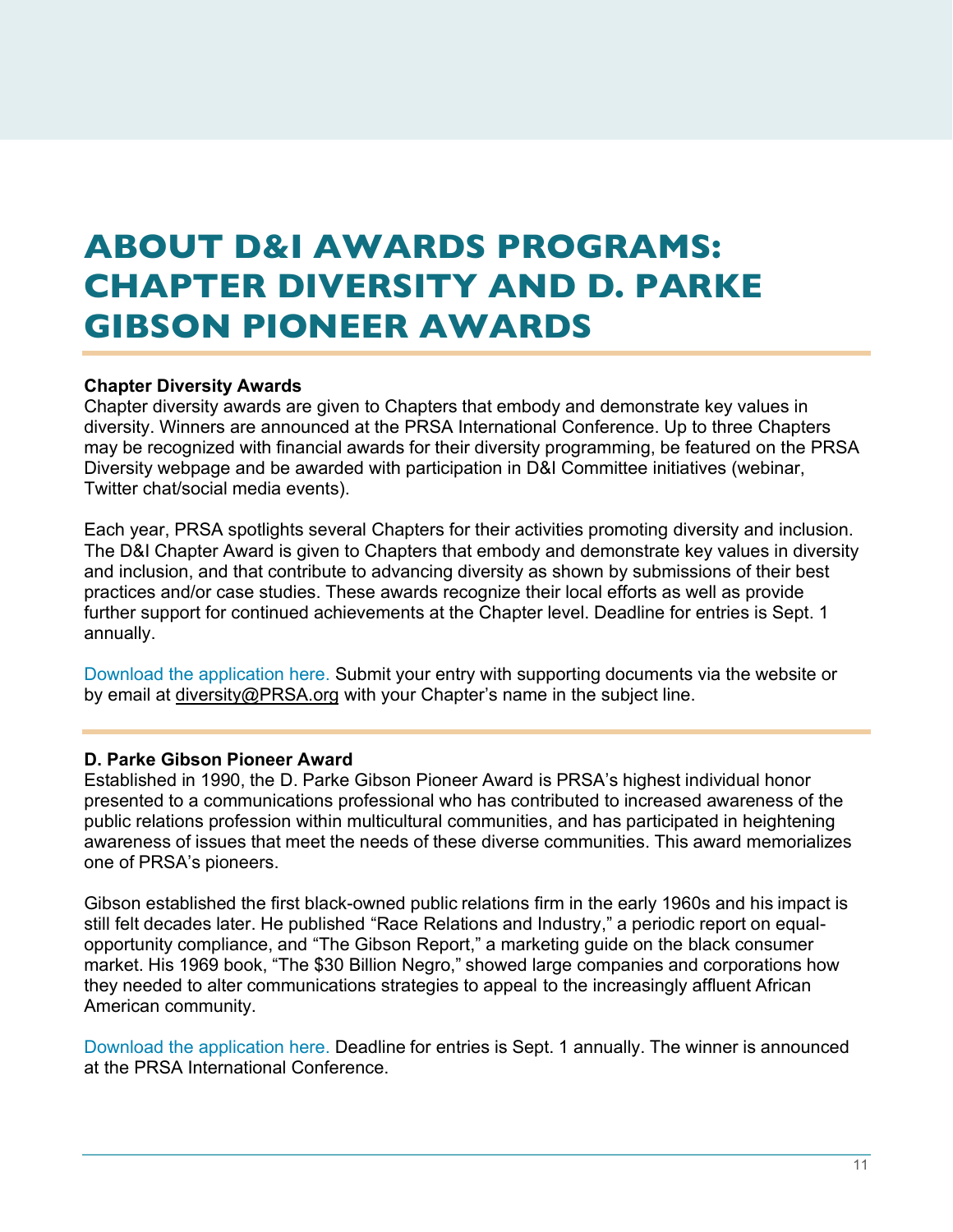# ABOUT D&I AWARDS PROGRAMS: CHAPTER DIVERSITY AND D. PARKE GIBSON PIONEER AWARDS

**Chapter Diversity Awards**
Chapter diversity awards are given to Chapters that embody and demonstrate key values in diversity. Winners are announced at the PRSA International Conference. Up to three Chapters may be recognized with financial awards for their diversity programming, be featured on the PRSA Diversity webpage and be awarded with participation in D&I Committee initiatives (webinar, Twitter chat/social media events).

Each year, PRSA spotlights several Chapters for their activities promoting diversity and inclusion. The D&I Chapter Award is given to Chapters that embody and demonstrate key values in diversity and inclusion, and that contribute to advancing diversity as shown by submissions of their best practices and/or case studies. These awards recognize their local efforts as well as provide further support for continued achievements at the Chapter level. Deadline for entries is Sept. 1 annually.

Download the application here. Submit your entry with supporting documents via the website or by email at diversity@PRSA.org with your Chapter's name in the subject line.

**D. Parke Gibson Pioneer Award**
Established in 1990, the D. Parke Gibson Pioneer Award is PRSA's highest individual honor presented to a communications professional who has contributed to increased awareness of the public relations profession within multicultural communities, and has participated in heightening awareness of issues that meet the needs of these diverse communities. This award memorializes one of PRSA's pioneers.

Gibson established the first black-owned public relations firm in the early 1960s and his impact is still felt decades later. He published "Race Relations and Industry," a periodic report on equal-opportunity compliance, and "The Gibson Report," a marketing guide on the black consumer market. His 1969 book, "The $30 Billion Negro," showed large companies and corporations how they needed to alter communications strategies to appeal to the increasingly affluent African American community.

Download the application here. Deadline for entries is Sept. 1 annually. The winner is announced at the PRSA International Conference.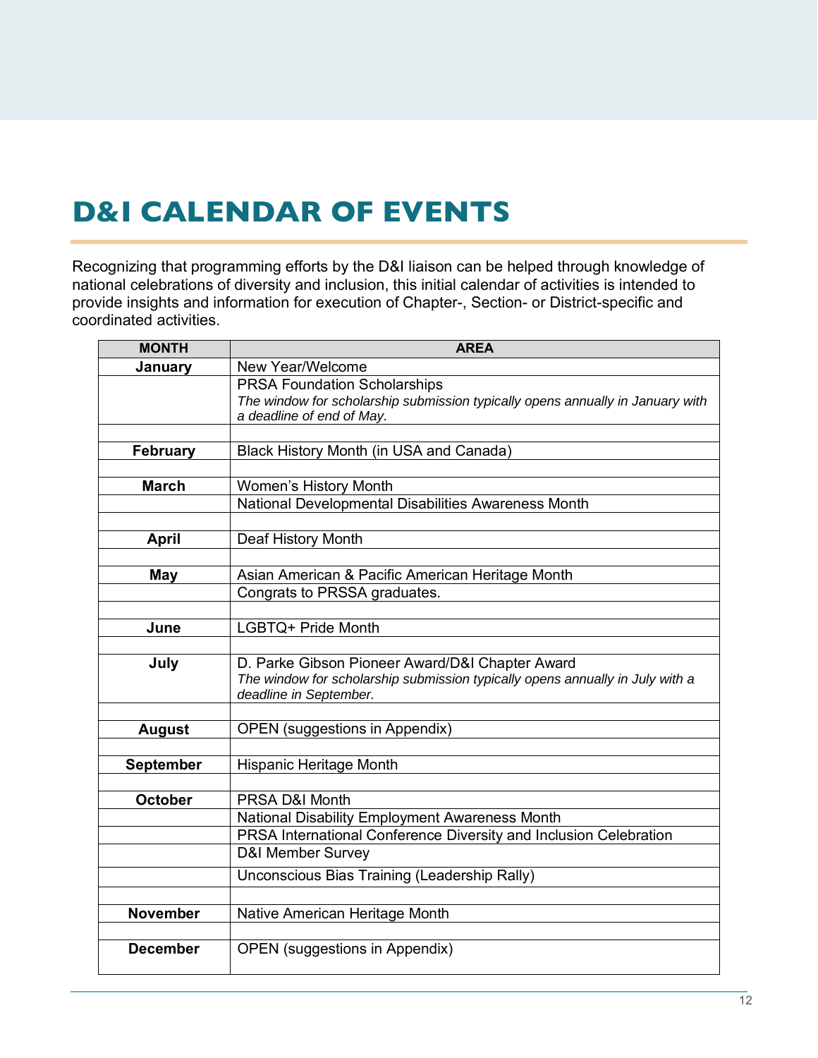# D&I CALENDAR OF EVENTS

Recognizing that programming efforts by the D&I liaison can be helped through knowledge of national celebrations of diversity and inclusion, this initial calendar of activities is intended to provide insights and information for execution of Chapter-, Section- or District-specific and coordinated activities.

| MONTH | AREA |
|---|---|
| **January** | New Year/Welcome |
| | PRSA Foundation Scholarships<br>*The window for scholarship submission typically opens annually in January with a deadline of end of May.* |
| | |
| **February** | Black History Month (in USA and Canada) |
| | |
| **March** | Women's History Month |
| | National Developmental Disabilities Awareness Month |
| | |
| **April** | Deaf History Month |
| | |
| **May** | Asian American & Pacific American Heritage Month |
| | Congrats to PRSSA graduates. |
| | |
| **June** | LGBTQ+ Pride Month |
| | |
| **July** | D. Parke Gibson Pioneer Award/D&I Chapter Award<br>*The window for scholarship submission typically opens annually in July with a deadline in September.* |
| | |
| **August** | OPEN (suggestions in Appendix) |
| | |
| **September** | Hispanic Heritage Month |
| | |
| **October** | PRSA D&I Month |
| | National Disability Employment Awareness Month |
| | PRSA International Conference Diversity and Inclusion Celebration |
| | D&I Member Survey |
| | Unconscious Bias Training (Leadership Rally) |
| | |
| **November** | Native American Heritage Month |
| | |
| **December** | OPEN (suggestions in Appendix) |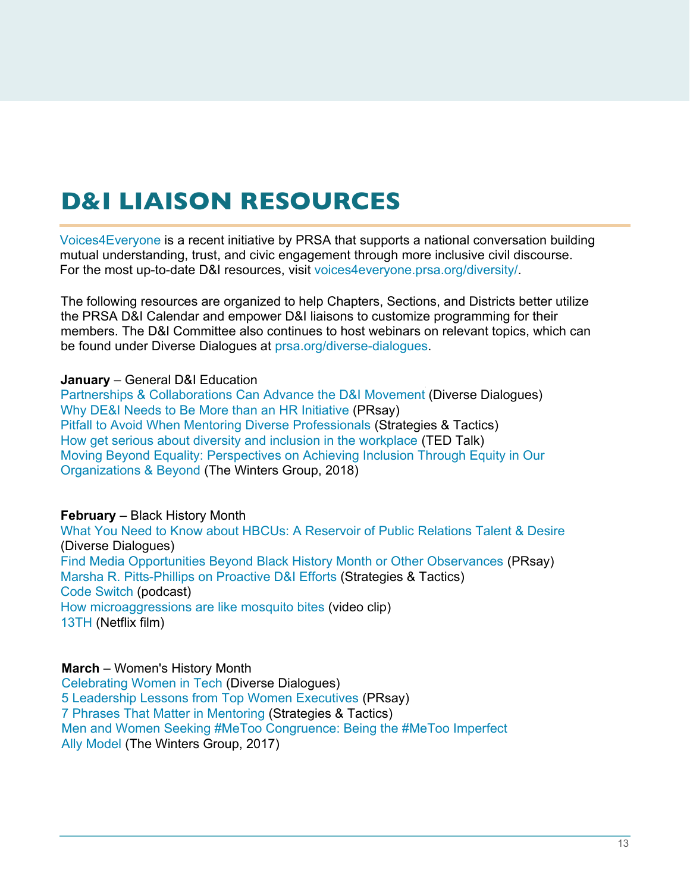# D&I LIAISON RESOURCES

Voices4Everyone is a recent initiative by PRSA that supports a national conversation building mutual understanding, trust, and civic engagement through more inclusive civil discourse. For the most up-to-date D&I resources, visit voices4everyone.prsa.org/diversity/.

The following resources are organized to help Chapters, Sections, and Districts better utilize the PRSA D&I Calendar and empower D&I liaisons to customize programming for their members. The D&I Committee also continues to host webinars on relevant topics, which can be found under Diverse Dialogues at prsa.org/diverse-dialogues.

**January** – General D&I Education
Partnerships & Collaborations Can Advance the D&I Movement (Diverse Dialogues)
Why DE&I Needs to Be More than an HR Initiative (PRsay)
Pitfall to Avoid When Mentoring Diverse Professionals (Strategies & Tactics)
How get serious about diversity and inclusion in the workplace (TED Talk)
Moving Beyond Equality: Perspectives on Achieving Inclusion Through Equity in Our Organizations & Beyond (The Winters Group, 2018)

**February** – Black History Month
What You Need to Know about HBCUs: A Reservoir of Public Relations Talent & Desire (Diverse Dialogues)
Find Media Opportunities Beyond Black History Month or Other Observances (PRsay)
Marsha R. Pitts-Phillips on Proactive D&I Efforts (Strategies & Tactics)
Code Switch (podcast)
How microaggressions are like mosquito bites (video clip)
13TH (Netflix film)

**March** – Women's History Month
Celebrating Women in Tech (Diverse Dialogues)
5 Leadership Lessons from Top Women Executives (PRsay)
7 Phrases That Matter in Mentoring (Strategies & Tactics)
Men and Women Seeking #MeToo Congruence: Being the #MeToo Imperfect Ally Model (The Winters Group, 2017)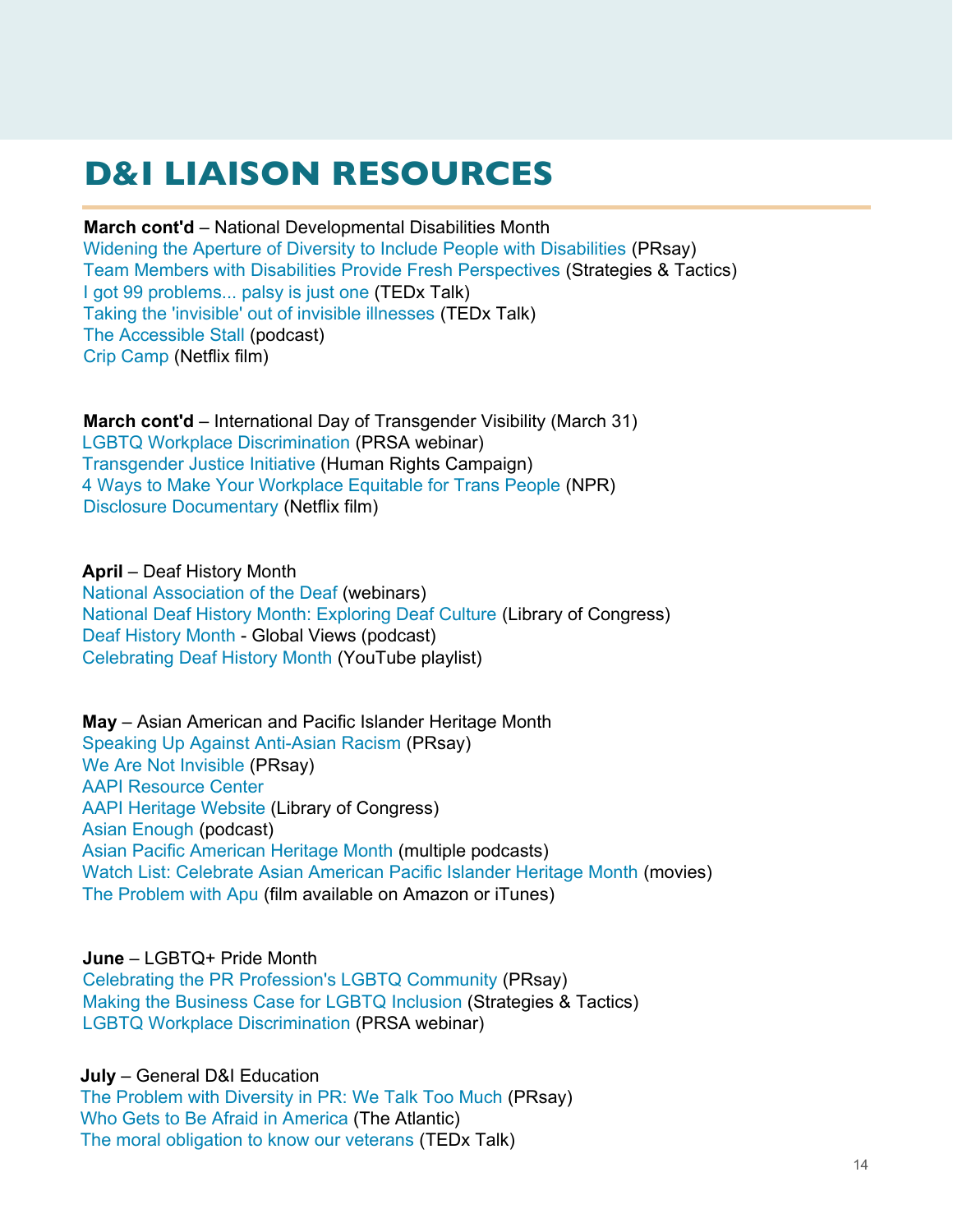# D&I LIAISON RESOURCES

**March cont'd** – National Developmental Disabilities Month
Widening the Aperture of Diversity to Include People with Disabilities (PRsay)
Team Members with Disabilities Provide Fresh Perspectives (Strategies & Tactics)
I got 99 problems... palsy is just one (TEDx Talk)
Taking the 'invisible' out of invisible illnesses (TEDx Talk)
The Accessible Stall (podcast)
Crip Camp (Netflix film)

**March cont'd** – International Day of Transgender Visibility (March 31)
LGBTQ Workplace Discrimination (PRSA webinar)
Transgender Justice Initiative (Human Rights Campaign)
4 Ways to Make Your Workplace Equitable for Trans People (NPR)
Disclosure Documentary (Netflix film)

**April** – Deaf History Month
National Association of the Deaf (webinars)
National Deaf History Month: Exploring Deaf Culture (Library of Congress)
Deaf History Month - Global Views (podcast)
Celebrating Deaf History Month (YouTube playlist)

**May** – Asian American and Pacific Islander Heritage Month
Speaking Up Against Anti-Asian Racism (PRsay)
We Are Not Invisible (PRsay)
AAPI Resource Center
AAPI Heritage Website (Library of Congress)
Asian Enough (podcast)
Asian Pacific American Heritage Month (multiple podcasts)
Watch List: Celebrate Asian American Pacific Islander Heritage Month (movies)
The Problem with Apu (film available on Amazon or iTunes)

**June** – LGBTQ+ Pride Month
Celebrating the PR Profession's LGBTQ Community (PRsay)
Making the Business Case for LGBTQ Inclusion (Strategies & Tactics)
LGBTQ Workplace Discrimination (PRSA webinar)

**July** – General D&I Education
The Problem with Diversity in PR: We Talk Too Much (PRsay)
Who Gets to Be Afraid in America (The Atlantic)
The moral obligation to know our veterans (TEDx Talk)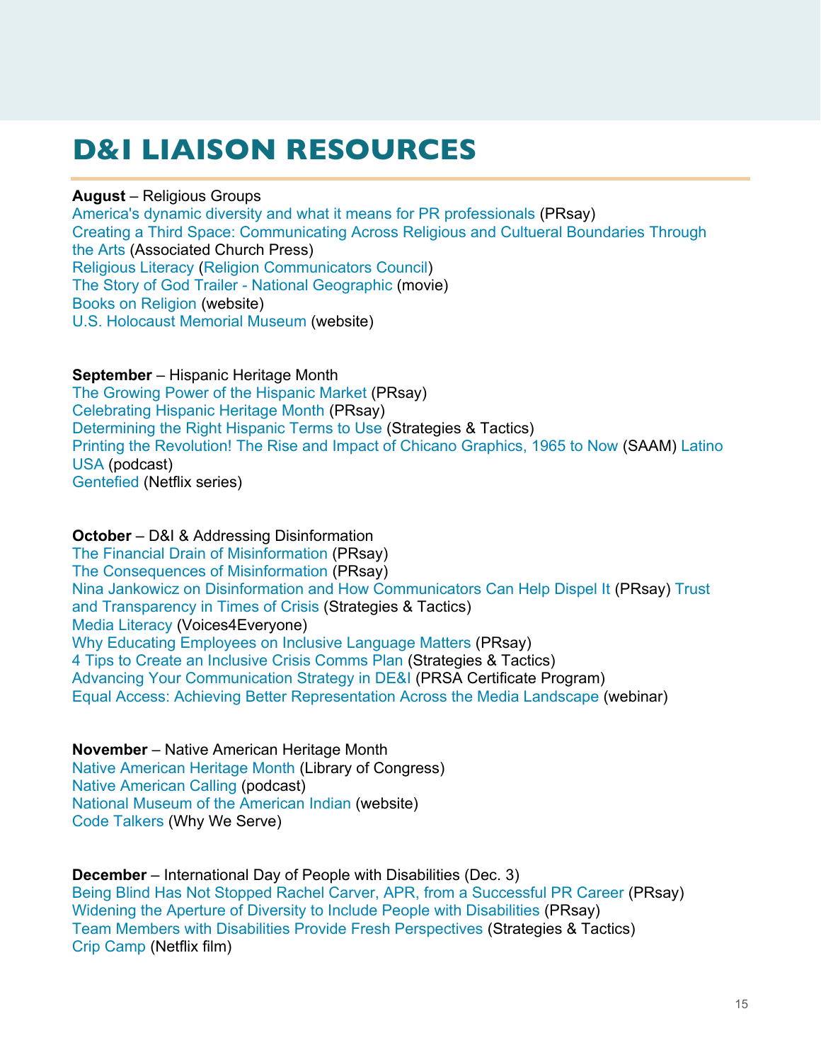# D&I LIAISON RESOURCES

**August** – Religious Groups
America's dynamic diversity and what it means for PR professionals (PRsay)
Creating a Third Space: Communicating Across Religious and Cultural Boundaries Through the Arts (Associated Church Press)
Religious Literacy (Religion Communicators Council)
The Story of God Trailer - National Geographic (movie)
Books on Religion (website)
U.S. Holocaust Memorial Museum (website)

**September** – Hispanic Heritage Month
The Growing Power of the Hispanic Market (PRsay)
Celebrating Hispanic Heritage Month (PRsay)
Determining the Right Hispanic Terms to Use (Strategies & Tactics)
Printing the Revolution! The Rise and Impact of Chicano Graphics, 1965 to Now (SAAM) Latino USA (podcast)
Gentefied (Netflix series)

**October** – D&I & Addressing Disinformation
The Financial Drain of Misinformation (PRsay)
The Consequences of Misinformation (PRsay)
Nina Jankowicz on Disinformation and How Communicators Can Help Dispel It (PRsay) Trust and Transparency in Times of Crisis (Strategies & Tactics)
Media Literacy (Voices4Everyone)
Why Educating Employees on Inclusive Language Matters (PRsay)
4 Tips to Create an Inclusive Crisis Comms Plan (Strategies & Tactics)
Advancing Your Communication Strategy in DE&I (PRSA Certificate Program)
Equal Access: Achieving Better Representation Across the Media Landscape (webinar)

**November** – Native American Heritage Month
Native American Heritage Month (Library of Congress)
Native American Calling (podcast)
National Museum of the American Indian (website)
Code Talkers (Why We Serve)

**December** – International Day of People with Disabilities (Dec. 3)
Being Blind Has Not Stopped Rachel Carver, APR, from a Successful PR Career (PRsay)
Widening the Aperture of Diversity to Include People with Disabilities (PRsay)
Team Members with Disabilities Provide Fresh Perspectives (Strategies & Tactics)
Crip Camp (Netflix film)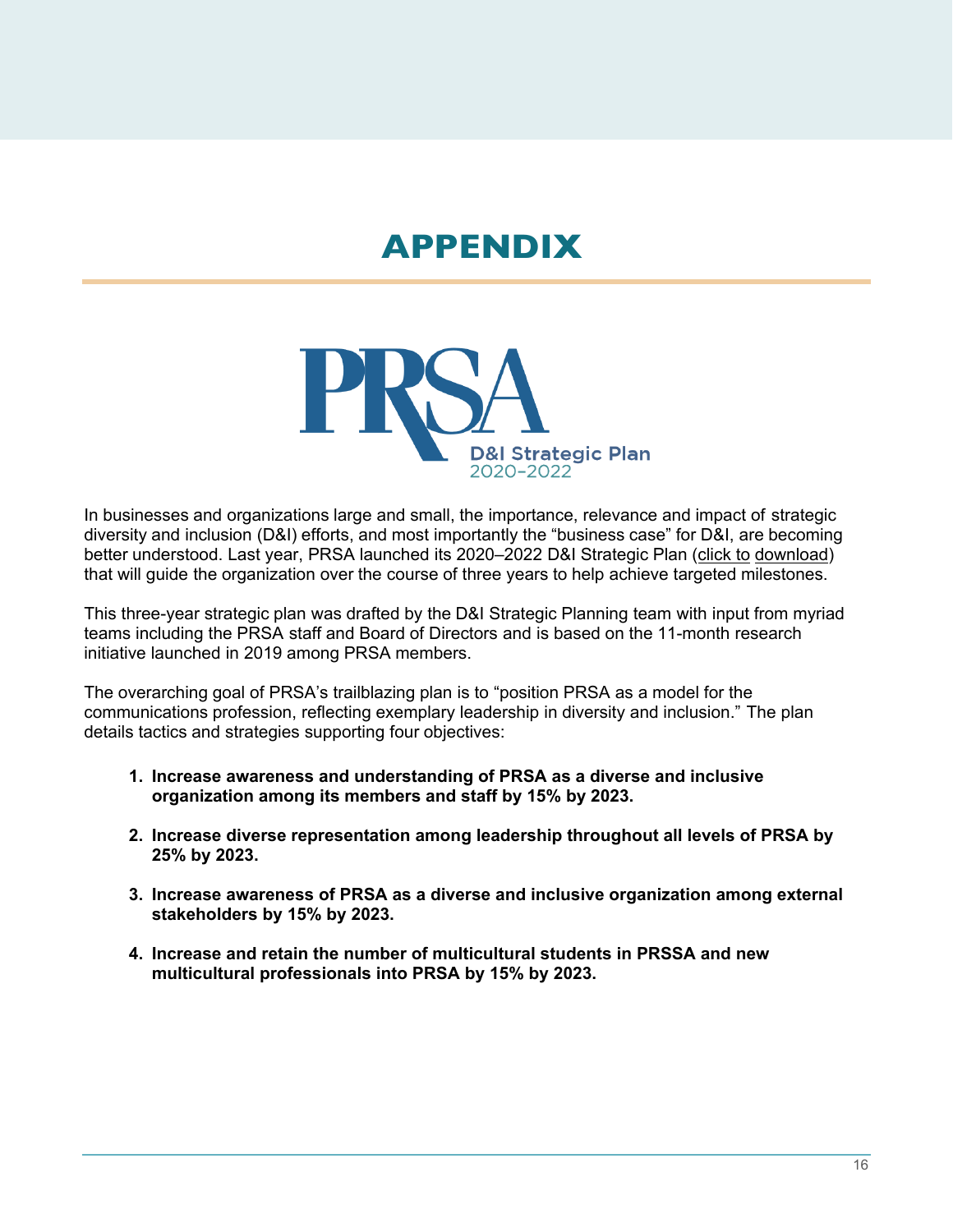# APPENDIX

PRSA

D&I Strategic Plan
2020–2022

In businesses and organizations large and small, the importance, relevance and impact of strategic diversity and inclusion (D&I) efforts, and most importantly the "business case" for D&I, are becoming better understood. Last year, PRSA launched its 2020–2022 D&I Strategic Plan (click to download) that will guide the organization over the course of three years to help achieve targeted milestones.

This three-year strategic plan was drafted by the D&I Strategic Planning team with input from myriad teams including the PRSA staff and Board of Directors and is based on the 11-month research initiative launched in 2019 among PRSA members.

The overarching goal of PRSA's trailblazing plan is to "position PRSA as a model for the communications profession, reflecting exemplary leadership in diversity and inclusion." The plan details tactics and strategies supporting four objectives:

1. **Increase awareness and understanding of PRSA as a diverse and inclusive organization among its members and staff by 15% by 2023.**

2. **Increase diverse representation among leadership throughout all levels of PRSA by 25% by 2023.**

3. **Increase awareness of PRSA as a diverse and inclusive organization among external stakeholders by 15% by 2023.**

4. **Increase and retain the number of multicultural students in PRSSA and new multicultural professionals into PRSA by 15% by 2023.**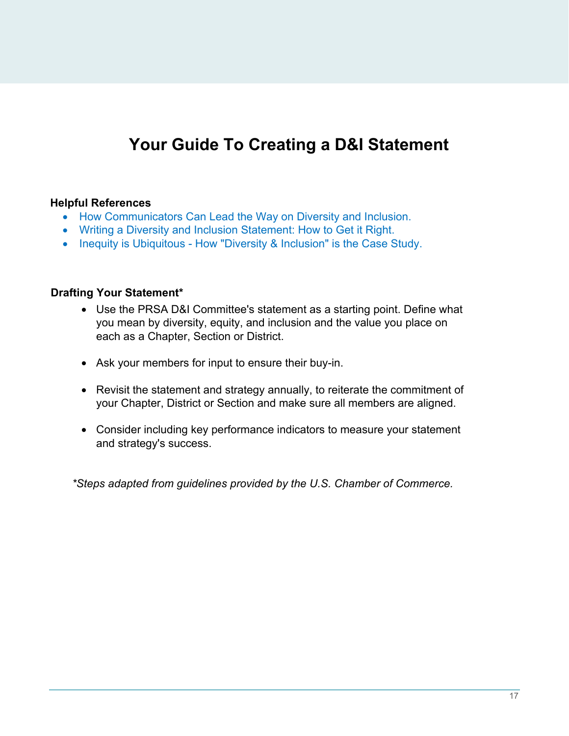# Your Guide To Creating a D&I Statement

**Helpful References**

- How Communicators Can Lead the Way on Diversity and Inclusion.
- Writing a Diversity and Inclusion Statement: How to Get it Right.
- Inequity is Ubiquitous - How "Diversity & Inclusion" is the Case Study.

**Drafting Your Statement***

- Use the PRSA D&I Committee's statement as a starting point. Define what you mean by diversity, equity, and inclusion and the value you place on each as a Chapter, Section or District.

- Ask your members for input to ensure their buy-in.

- Revisit the statement and strategy annually, to reiterate the commitment of your Chapter, District or Section and make sure all members are aligned.

- Consider including key performance indicators to measure your statement and strategy's success.

**Steps adapted from guidelines provided by the U.S. Chamber of Commerce.*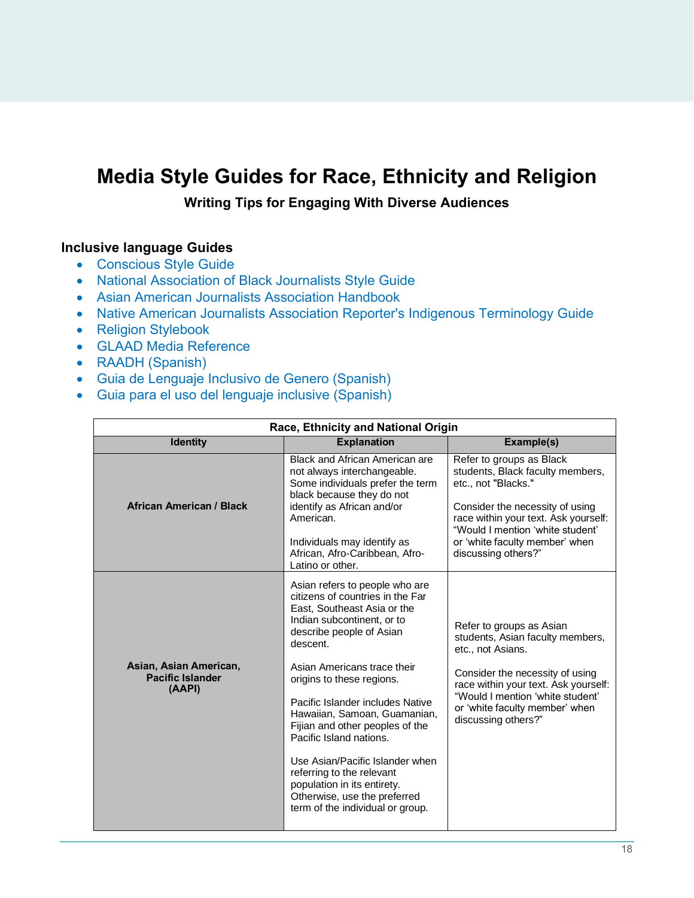# Media Style Guides for Race, Ethnicity and Religion

**Writing Tips for Engaging With Diverse Audiences**

## Inclusive language Guides

- Conscious Style Guide
- National Association of Black Journalists Style Guide
- Asian American Journalists Association Handbook
- Native American Journalists Association Reporter's Indigenous Terminology Guide
- Religion Stylebook
- GLAAD Media Reference
- RAADH (Spanish)
- Guia de Lenguaje Inclusivo de Genero (Spanish)
- Guia para el uso del lenguaje inclusive (Spanish)

| Race, Ethnicity and National Origin | | |
|---|---|---|
| **Identity** | **Explanation** | **Example(s)** |
| **African American / Black** | Black and African American are not always interchangeable. Some individuals prefer the term black because they do not identify as African and/or American.<br><br>Individuals may identify as African, Afro-Caribbean, Afro-Latino or other. | Refer to groups as Black students, Black faculty members, etc., not "Blacks."<br><br>Consider the necessity of using race within your text. Ask yourself: "Would I mention 'white student' or 'white faculty member' when discussing others?" |
| **Asian, Asian American, Pacific Islander (AAPI)** | Asian refers to people who are citizens of countries in the Far East, Southeast Asia or the Indian subcontinent, or to describe people of Asian descent.<br><br>Asian Americans trace their origins to these regions.<br><br>Pacific Islander includes Native Hawaiian, Samoan, Guamanian, Fijian and other peoples of the Pacific Island nations.<br><br>Use Asian/Pacific Islander when referring to the relevant population in its entirety. Otherwise, use the preferred term of the individual or group. | Refer to groups as Asian students, Asian faculty members, etc., not Asians.<br><br>Consider the necessity of using race within your text. Ask yourself: "Would I mention 'white student' or 'white faculty member' when discussing others?" |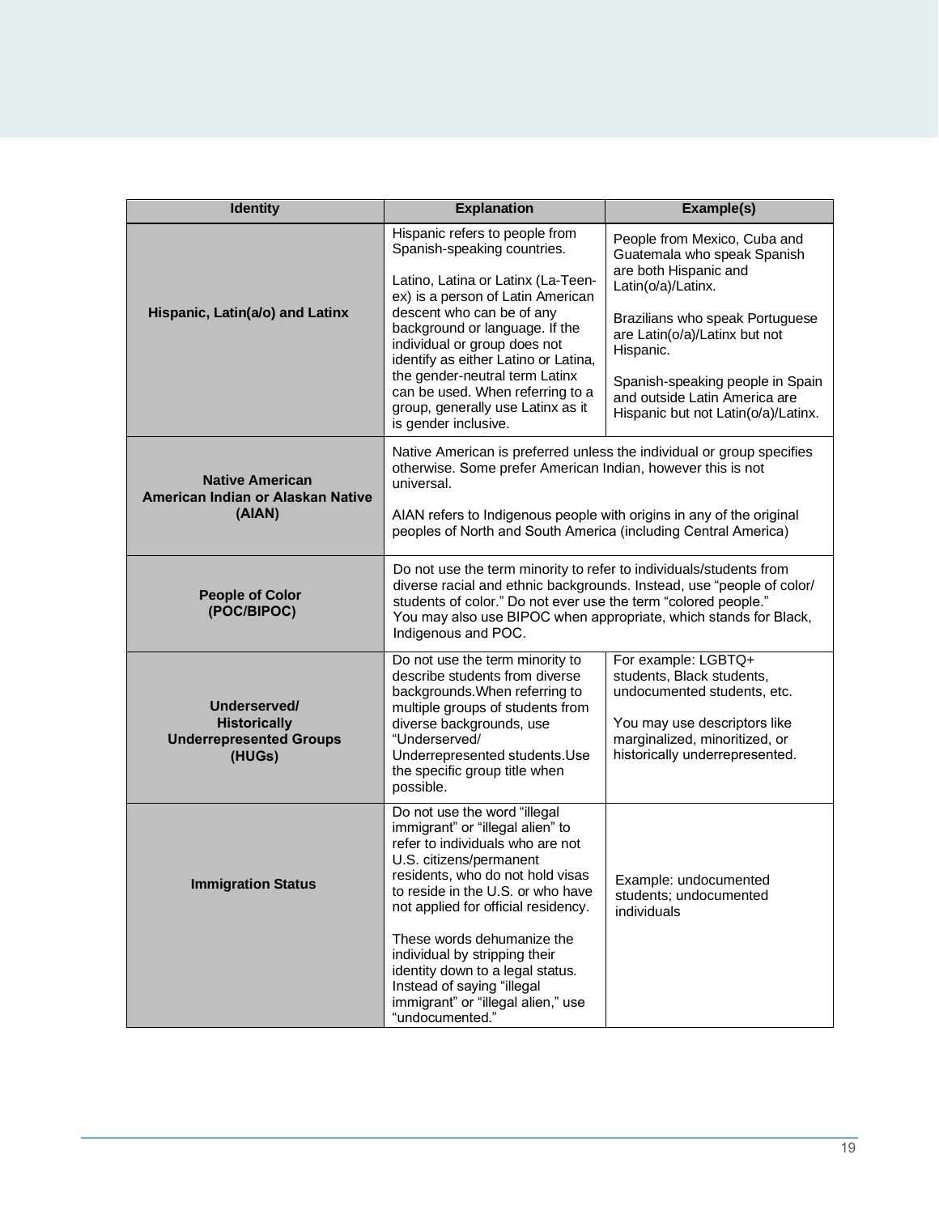| Identity | Explanation | Example(s) |
| --- | --- | --- |
| **Hispanic, Latin(a/o) and Latinx** | Hispanic refers to people from Spanish-speaking countries.<br><br>Latino, Latina or Latinx (La-Teen-ex) is a person of Latin American descent who can be of any background or language. If the individual or group does not identify as either Latino or Latina, the gender-neutral term Latinx can be used. When referring to a group, generally use Latinx as it is gender inclusive. | People from Mexico, Cuba and Guatemala who speak Spanish are both Hispanic and Latin(o/a)/Latinx.<br><br>Brazilians who speak Portuguese are Latin(o/a)/Latinx but not Hispanic.<br><br>Spanish-speaking people in Spain and outside Latin America are Hispanic but not Latin(o/a)/Latinx. |
| **Native American American Indian or Alaskan Native (AIAN)** | Native American is preferred unless the individual or group specifies otherwise. Some prefer American Indian, however this is not universal.<br><br>AIAN refers to Indigenous people with origins in any of the original peoples of North and South America (including Central America) | |
| **People of Color (POC/BIPOC)** | Do not use the term minority to refer to individuals/students from diverse racial and ethnic backgrounds. Instead, use "people of color/ students of color." Do not ever use the term "colored people."<br>You may also use BIPOC when appropriate, which stands for Black, Indigenous and POC. | |
| **Underserved/ Historically Underrepresented Groups (HUGs)** | Do not use the term minority to describe students from diverse backgrounds.When referring to multiple groups of students from diverse backgrounds, use "Underserved/ Underrepresented students.Use the specific group title when possible. | For example: LGBTQ+ students, Black students, undocumented students, etc.<br><br>You may use descriptors like marginalized, minoritized, or historically underrepresented. |
| **Immigration Status** | Do not use the word "illegal immigrant" or "illegal alien" to refer to individuals who are not U.S. citizens/permanent residents, who do not hold visas to reside in the U.S. or who have not applied for official residency.<br><br>These words dehumanize the individual by stripping their identity down to a legal status. Instead of saying "illegal immigrant" or "illegal alien," use "undocumented." | Example: undocumented students; undocumented individuals |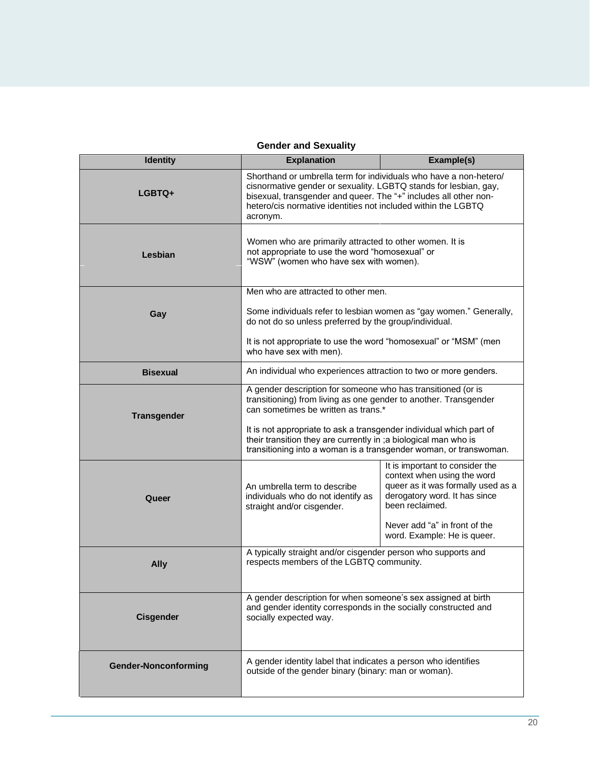**Gender and Sexuality**

| Identity | Explanation | Example(s) |
|---|---|---|
| **LGBTQ+** | Shorthand or umbrella term for individuals who have a non-hetero/ cisnormative gender or sexuality. LGBTQ stands for lesbian, gay, bisexual, transgender and queer. The "+" includes all other non-hetero/cis normative identities not included within the LGBTQ acronym. | |
| **Lesbian** | Women who are primarily attracted to other women. It is not appropriate to use the word "homosexual" or "WSW" (women who have sex with women). | |
| **Gay** | Men who are attracted to other men.<br><br>Some individuals refer to lesbian women as "gay women." Generally, do not do so unless preferred by the group/individual.<br><br>It is not appropriate to use the word "homosexual" or "MSM" (men who have sex with men). | |
| **Bisexual** | An individual who experiences attraction to two or more genders. | |
| **Transgender** | A gender description for someone who has transitioned (or is transitioning) from living as one gender to another. Transgender can sometimes be written as trans.*<br><br>It is not appropriate to ask a transgender individual which part of their transition they are currently in ;a biological man who is transitioning into a woman is a transgender woman, or transwoman. | |
| **Queer** | An umbrella term to describe individuals who do not identify as straight and/or cisgender. | It is important to consider the context when using the word queer as it was formally used as a derogatory word. It has since been reclaimed.<br><br>Never add "a" in front of the word. Example: He is queer. |
| **Ally** | A typically straight and/or cisgender person who supports and respects members of the LGBTQ community. | |
| **Cisgender** | A gender description for when someone's sex assigned at birth and gender identity corresponds in the socially constructed and socially expected way. | |
| **Gender-Nonconforming** | A gender identity label that indicates a person who identifies outside of the gender binary (binary: man or woman). | |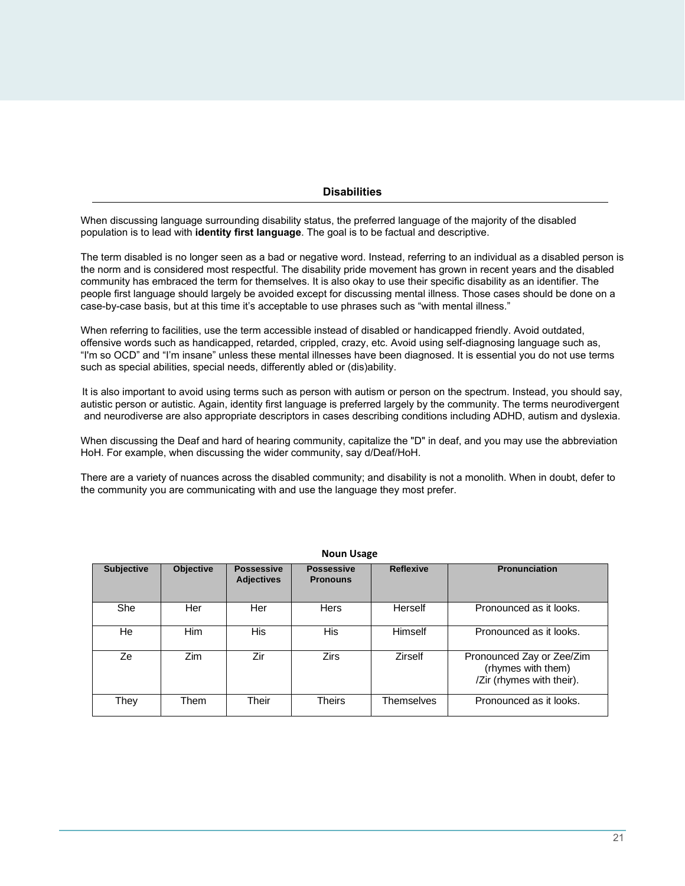## Disabilities

When discussing language surrounding disability status, the preferred language of the majority of the disabled population is to lead with **identity first language**. The goal is to be factual and descriptive.

The term disabled is no longer seen as a bad or negative word. Instead, referring to an individual as a disabled person is the norm and is considered most respectful. The disability pride movement has grown in recent years and the disabled community has embraced the term for themselves. It is also okay to use their specific disability as an identifier. The people first language should largely be avoided except for discussing mental illness. Those cases should be done on a case-by-case basis, but at this time it's acceptable to use phrases such as "with mental illness."

When referring to facilities, use the term accessible instead of disabled or handicapped friendly. Avoid outdated, offensive words such as handicapped, retarded, crippled, crazy, etc. Avoid using self-diagnosing language such as, "I'm so OCD" and "I'm insane" unless these mental illnesses have been diagnosed. It is essential you do not use terms such as special abilities, special needs, differently abled or (dis)ability.

It is also important to avoid using terms such as person with autism or person on the spectrum. Instead, you should say, autistic person or autistic. Again, identity first language is preferred largely by the community. The terms neurodivergent and neurodiverse are also appropriate descriptors in cases describing conditions including ADHD, autism and dyslexia.

When discussing the Deaf and hard of hearing community, capitalize the "D" in deaf, and you may use the abbreviation HoH. For example, when discussing the wider community, say d/Deaf/HoH.

There are a variety of nuances across the disabled community; and disability is not a monolith. When in doubt, defer to the community you are communicating with and use the language they most prefer.

**Noun Usage**

| Subjective | Objective | Possessive Adjectives | Possessive Pronouns | Reflexive | Pronunciation |
|---|---|---|---|---|---|
| She | Her | Her | Hers | Herself | Pronounced as it looks. |
| He | Him | His | His | Himself | Pronounced as it looks. |
| Ze | Zim | Zir | Zirs | Zirself | Pronounced Zay or Zee/Zim (rhymes with them) /Zir (rhymes with their). |
| They | Them | Their | Theirs | Themselves | Pronounced as it looks. |